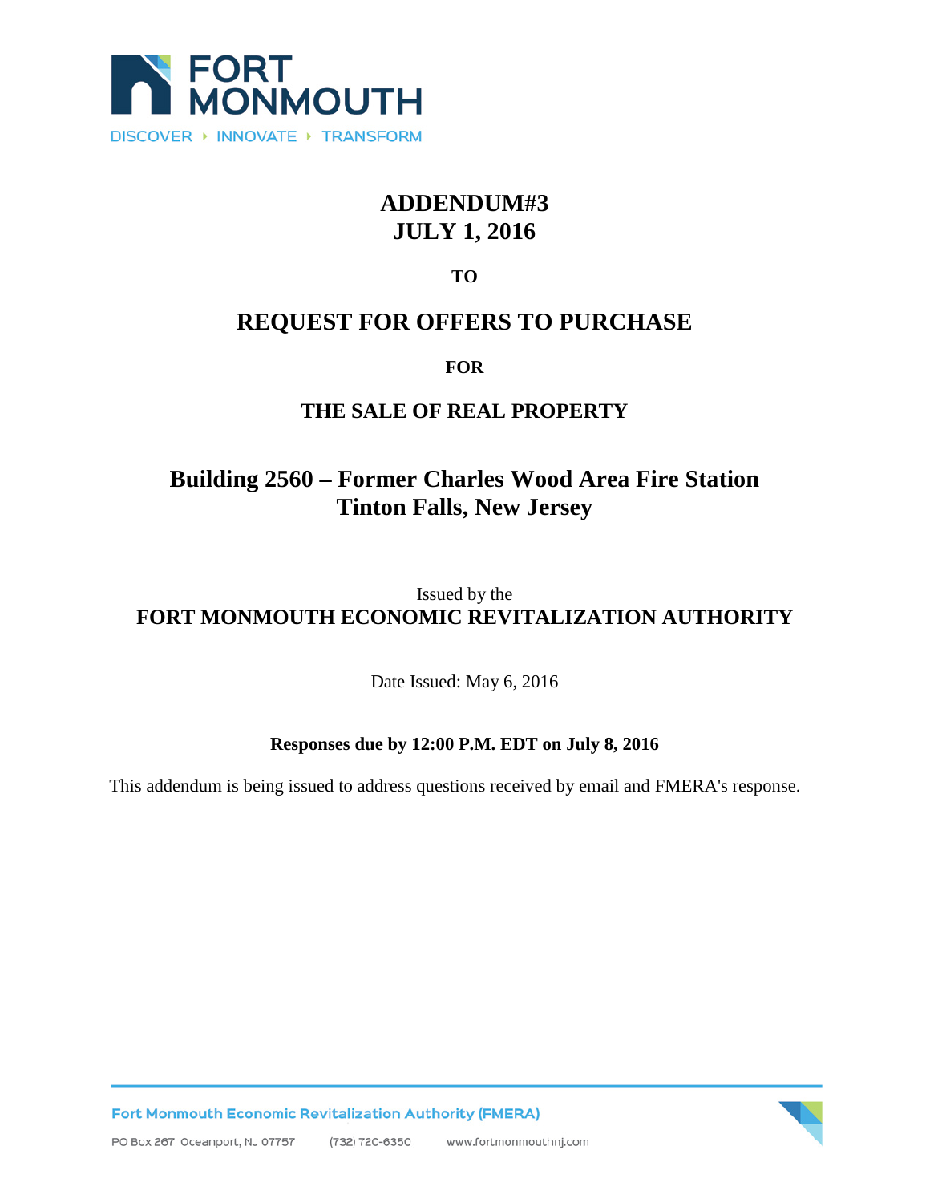FORT MONMOUTH

DISCOVER ‣ INNOVATE ‣ TRANSFORM

# ADDENDUM#3
# JULY 1, 2016

**TO**

## REQUEST FOR OFFERS TO PURCHASE

**FOR**

## THE SALE OF REAL PROPERTY

## Building 2560 – Former Charles Wood Area Fire Station
## Tinton Falls, New Jersey

Issued by the

**FORT MONMOUTH ECONOMIC REVITALIZATION AUTHORITY**

Date Issued: May 6, 2016

**Responses due by 12:00 P.M. EDT on July 8, 2016**

This addendum is being issued to address questions received by email and FMERA's response.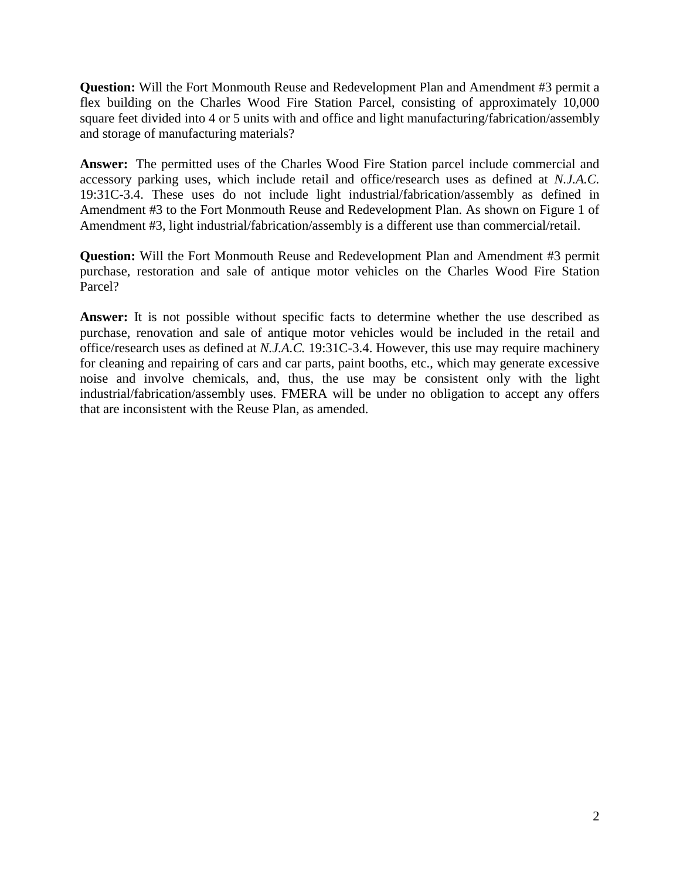**Question:** Will the Fort Monmouth Reuse and Redevelopment Plan and Amendment #3 permit a flex building on the Charles Wood Fire Station Parcel, consisting of approximately 10,000 square feet divided into 4 or 5 units with and office and light manufacturing/fabrication/assembly and storage of manufacturing materials?

**Answer:** The permitted uses of the Charles Wood Fire Station parcel include commercial and accessory parking uses, which include retail and office/research uses as defined at *N.J.A.C.* 19:31C-3.4. These uses do not include light industrial/fabrication/assembly as defined in Amendment #3 to the Fort Monmouth Reuse and Redevelopment Plan. As shown on Figure 1 of Amendment #3, light industrial/fabrication/assembly is a different use than commercial/retail.

**Question:** Will the Fort Monmouth Reuse and Redevelopment Plan and Amendment #3 permit purchase, restoration and sale of antique motor vehicles on the Charles Wood Fire Station Parcel?

**Answer:** It is not possible without specific facts to determine whether the use described as purchase, renovation and sale of antique motor vehicles would be included in the retail and office/research uses as defined at *N.J.A.C.* 19:31C-3.4. However, this use may require machinery for cleaning and repairing of cars and car parts, paint booths, etc., which may generate excessive noise and involve chemicals, and, thus, the use may be consistent only with the light industrial/fabrication/assembly uses. FMERA will be under no obligation to accept any offers that are inconsistent with the Reuse Plan, as amended.